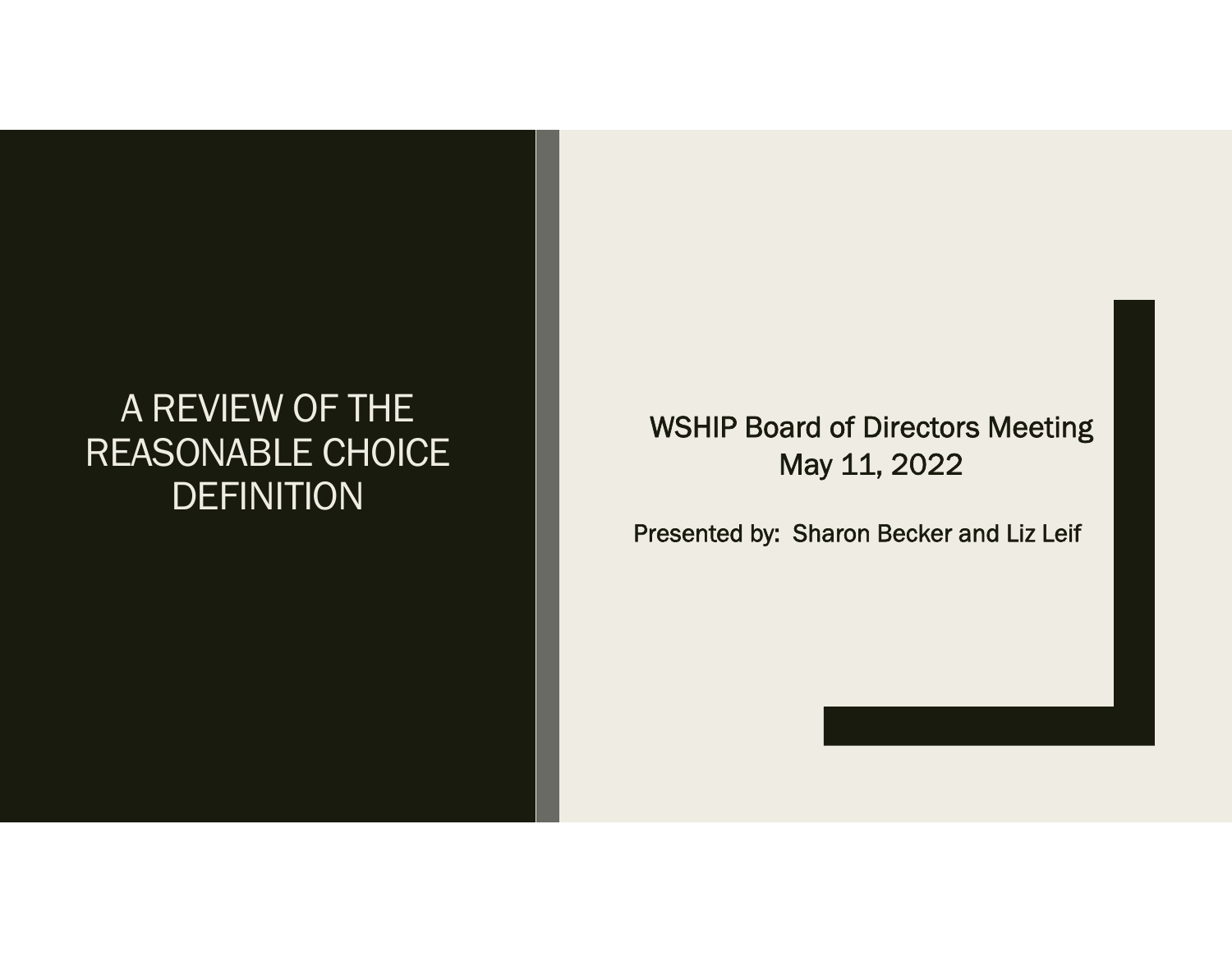# A REVIEW OF THE REASONABLE CHOICE DEFINITION

WSHIP Board of Directors Meeting
May 11, 2022

Presented by: Sharon Becker and Liz Leif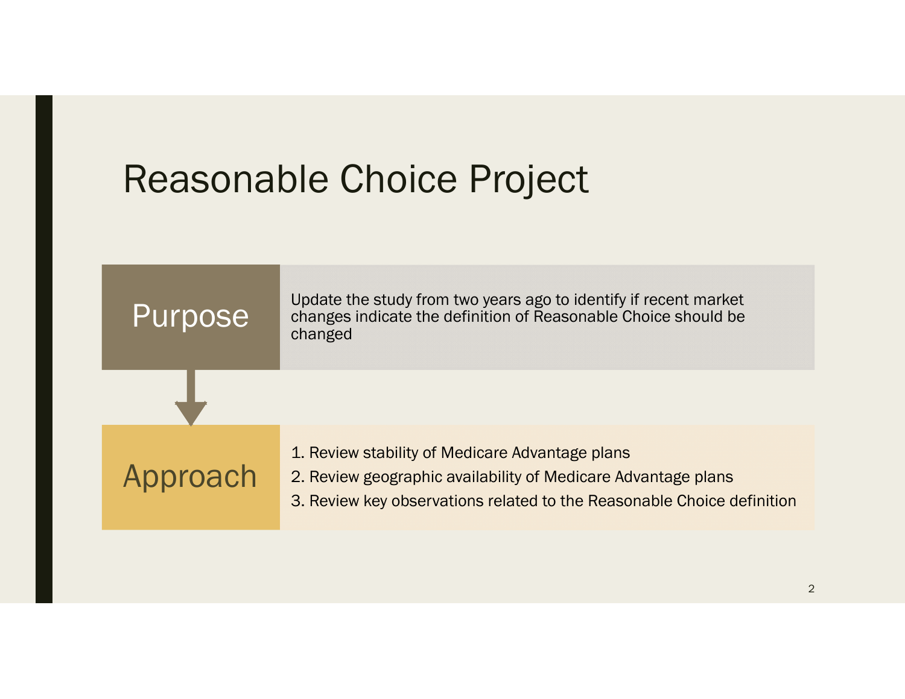# Reasonable Choice Project

## Purpose

Update the study from two years ago to identify if recent market changes indicate the definition of Reasonable Choice should be changed

## Approach

1. Review stability of Medicare Advantage plans
2. Review geographic availability of Medicare Advantage plans
3. Review key observations related to the Reasonable Choice definition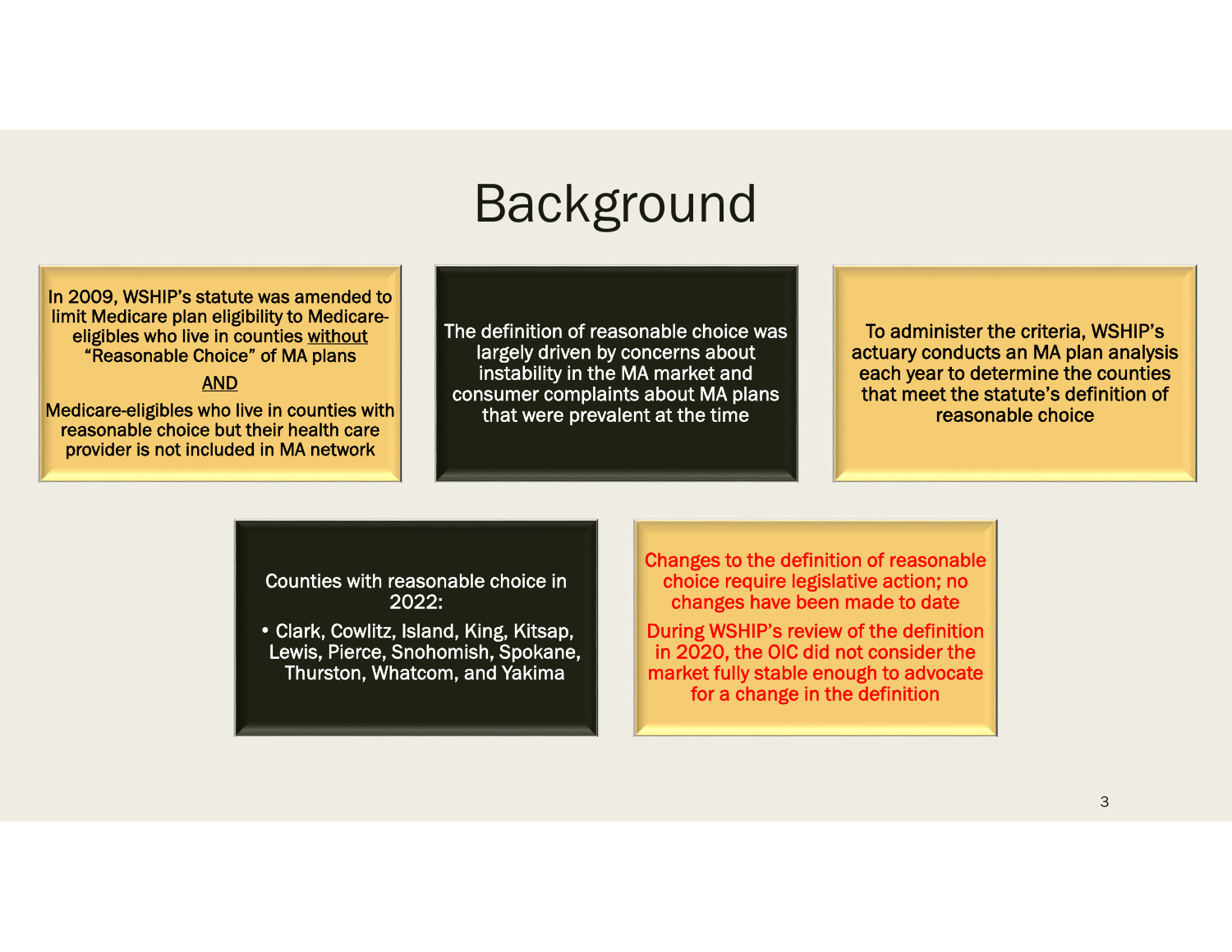# Background

In 2009, WSHIP's statute was amended to limit Medicare plan eligibility to Medicare-eligibles who live in counties without "Reasonable Choice" of MA plans

AND

Medicare-eligibles who live in counties with reasonable choice but their health care provider is not included in MA network

The definition of reasonable choice was largely driven by concerns about instability in the MA market and consumer complaints about MA plans that were prevalent at the time

To administer the criteria, WSHIP's actuary conducts an MA plan analysis each year to determine the counties that meet the statute's definition of reasonable choice

Counties with reasonable choice in 2022:

- Clark, Cowlitz, Island, King, Kitsap, Lewis, Pierce, Snohomish, Spokane, Thurston, Whatcom, and Yakima

Changes to the definition of reasonable choice require legislative action; no changes have been made to date

During WSHIP's review of the definition in 2020, the OIC did not consider the market fully stable enough to advocate for a change in the definition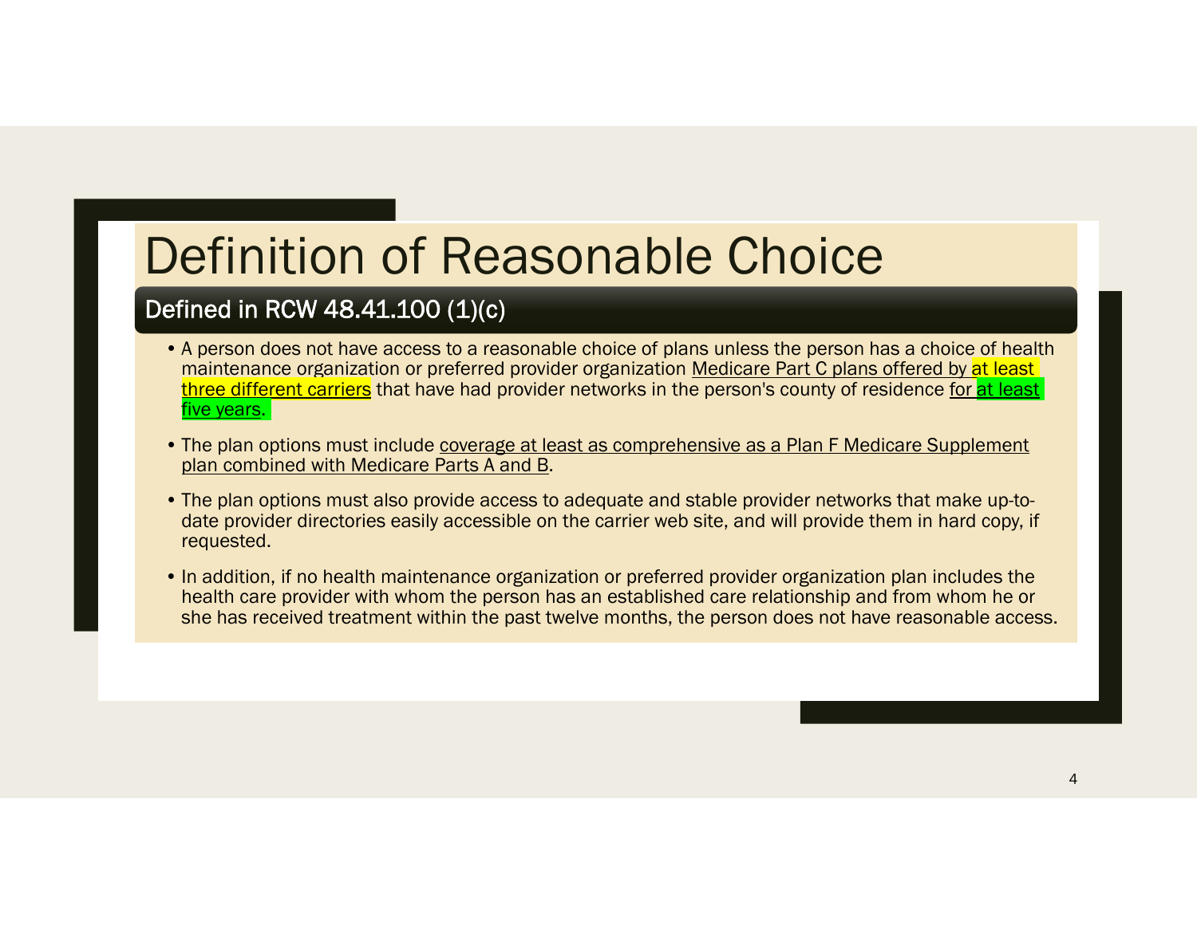# Definition of Reasonable Choice

## Defined in RCW 48.41.100 (1)(c)

- A person does not have access to a reasonable choice of plans unless the person has a choice of health maintenance organization or preferred provider organization Medicare Part C plans offered by at least three different carriers that have had provider networks in the person's county of residence for at least five years.
- The plan options must include coverage at least as comprehensive as a Plan F Medicare Supplement plan combined with Medicare Parts A and B.
- The plan options must also provide access to adequate and stable provider networks that make up-to-date provider directories easily accessible on the carrier web site, and will provide them in hard copy, if requested.
- In addition, if no health maintenance organization or preferred provider organization plan includes the health care provider with whom the person has an established care relationship and from whom he or she has received treatment within the past twelve months, the person does not have reasonable access.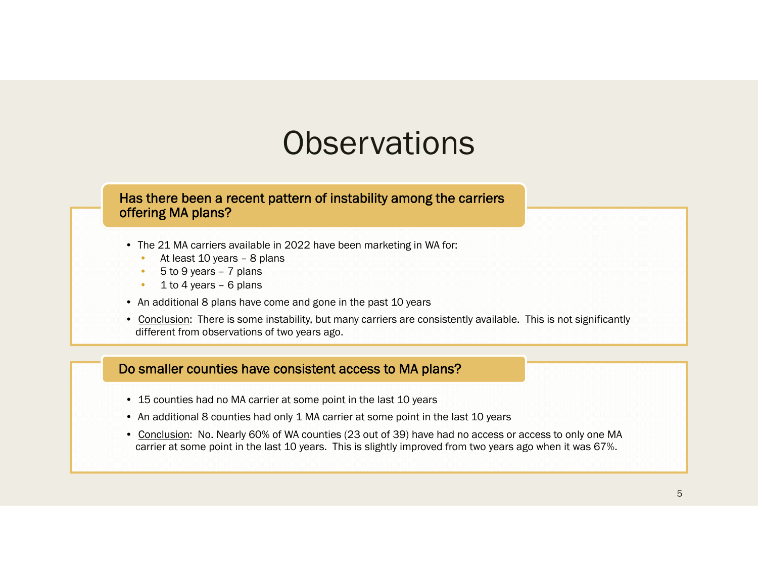# Observations

## Has there been a recent pattern of instability among the carriers offering MA plans?

- The 21 MA carriers available in 2022 have been marketing in WA for:
  - At least 10 years – 8 plans
  - 5 to 9 years – 7 plans
  - 1 to 4 years – 6 plans
- An additional 8 plans have come and gone in the past 10 years
- Conclusion: There is some instability, but many carriers are consistently available. This is not significantly different from observations of two years ago.

## Do smaller counties have consistent access to MA plans?

- 15 counties had no MA carrier at some point in the last 10 years
- An additional 8 counties had only 1 MA carrier at some point in the last 10 years
- Conclusion: No. Nearly 60% of WA counties (23 out of 39) have had no access or access to only one MA carrier at some point in the last 10 years. This is slightly improved from two years ago when it was 67%.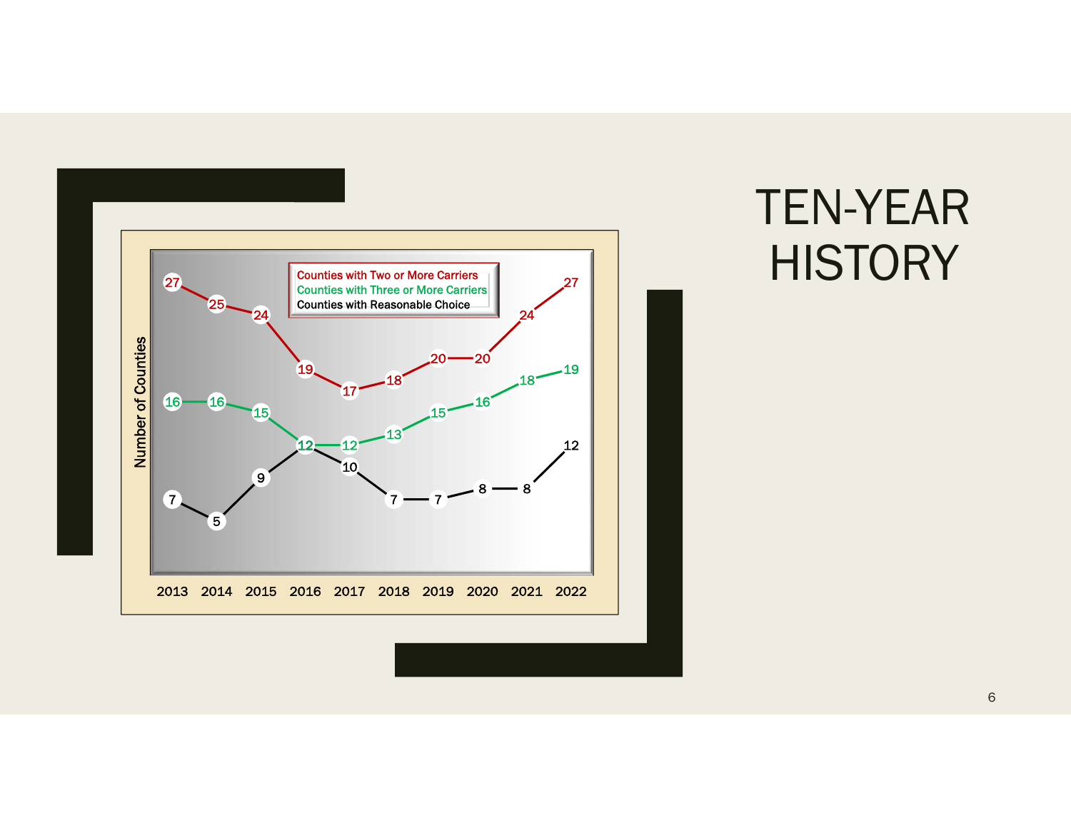# TEN-YEAR HISTORY

| Year | Counties with Two or More Carriers | Counties with Three or More Carriers | Counties with Reasonable Choice |
| --- | --- | --- | --- |
| 2013 | 27 | 16 | 7 |
| 2014 | 25 | 16 | 5 |
| 2015 | 24 | 15 | 9 |
| 2016 | 19 | 12 | 12 |
| 2017 | 17 | 12 | 10 |
| 2018 | 18 | 13 | 7 |
| 2019 | 20 | 15 | 7 |
| 2020 | 20 | 16 | 8 |
| 2021 | 24 | 18 | 8 |
| 2022 | 27 | 19 | 12 |

Number of Counties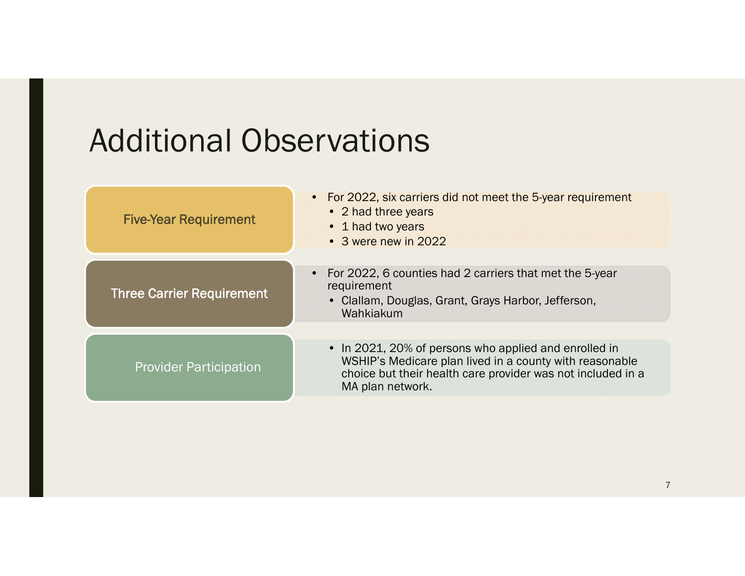# Additional Observations

## Five-Year Requirement

- For 2022, six carriers did not meet the 5-year requirement
  - 2 had three years
  - 1 had two years
  - 3 were new in 2022

## Three Carrier Requirement

- For 2022, 6 counties had 2 carriers that met the 5-year requirement
  - Clallam, Douglas, Grant, Grays Harbor, Jefferson, Wahkiakum

## Provider Participation

- In 2021, 20% of persons who applied and enrolled in WSHIP's Medicare plan lived in a county with reasonable choice but their health care provider was not included in a MA plan network.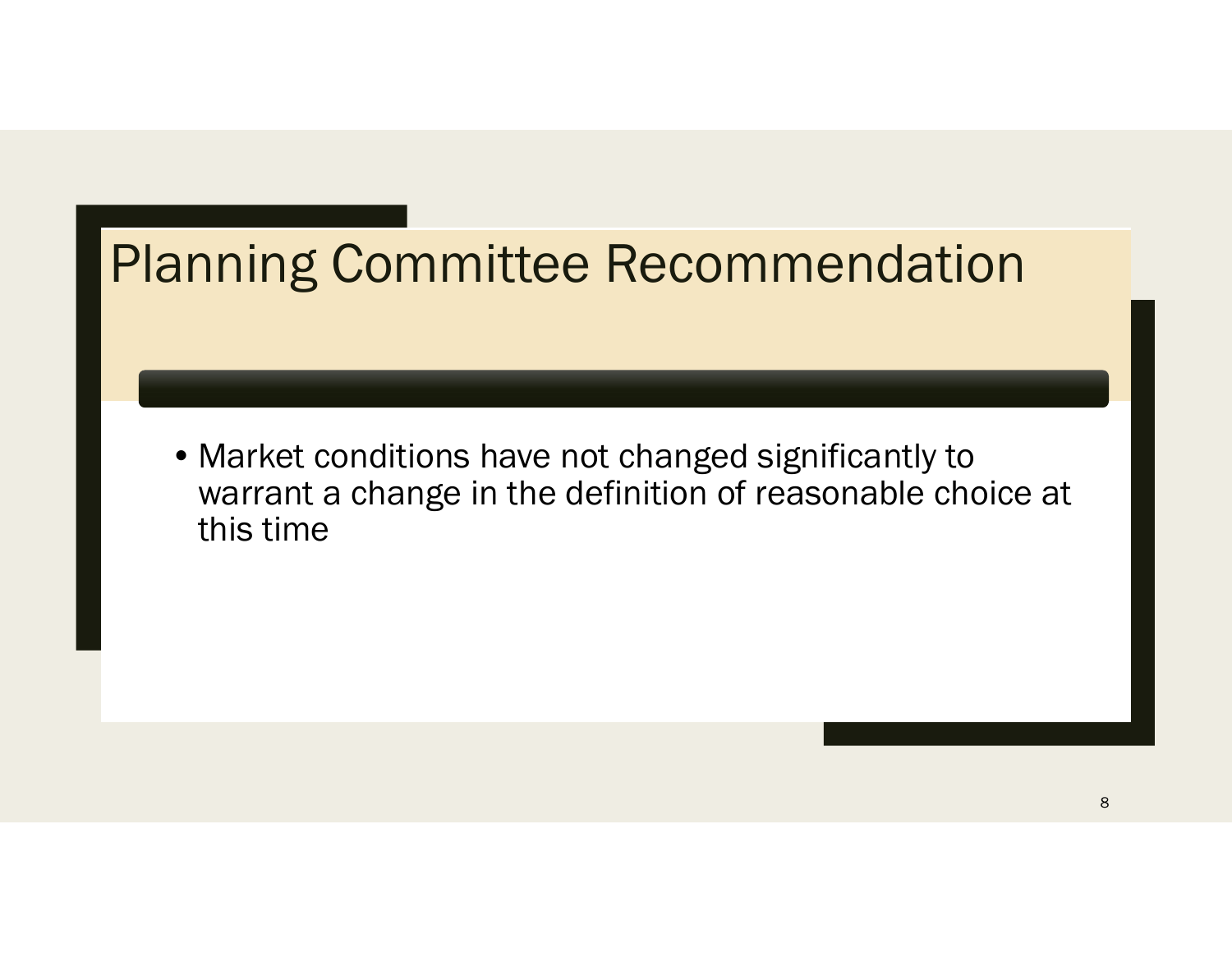# Planning Committee Recommendation

- Market conditions have not changed significantly to warrant a change in the definition of reasonable choice at this time